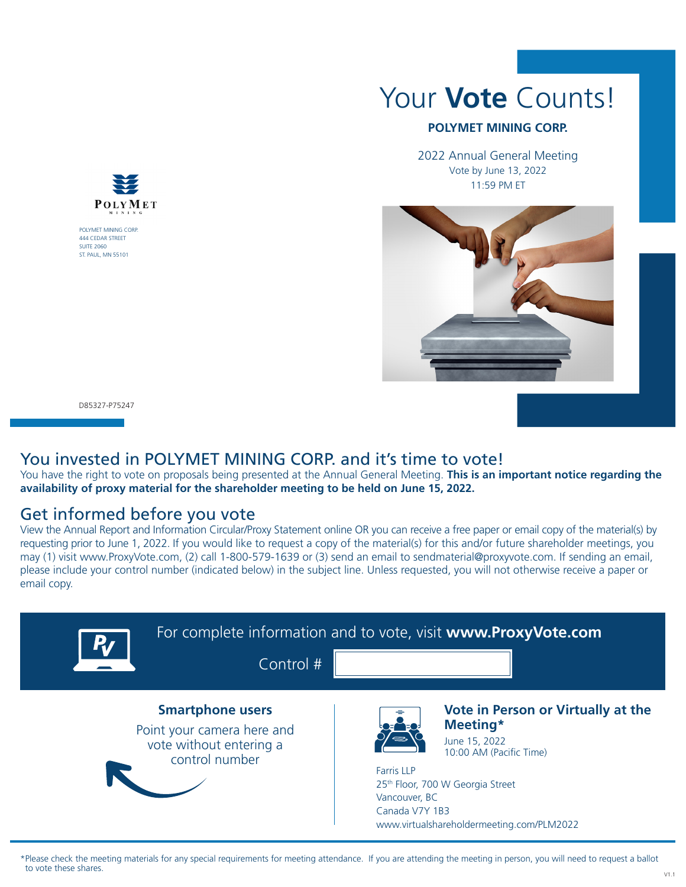# Your **Vote** Counts!

**POLYMET MINING CORP.**

2022 Annual General Meeting
Vote by June 13, 2022
11:59 PM ET

POLYMET MINING CORP.
444 CEDAR STREET
SUITE 2060
ST. PAUL, MN 55101

D85327-P75247

## You invested in POLYMET MINING CORP. and it's time to vote!

You have the right to vote on proposals being presented at the Annual General Meeting. **This is an important notice regarding the availability of proxy material for the shareholder meeting to be held on June 15, 2022.**

## Get informed before you vote

View the Annual Report and Information Circular/Proxy Statement online OR you can receive a free paper or email copy of the material(s) by requesting prior to June 1, 2022. If you would like to request a copy of the material(s) for this and/or future shareholder meetings, you may (1) visit www.ProxyVote.com, (2) call 1-800-579-1639 or (3) send an email to sendmaterial@proxyvote.com. If sending an email, please include your control number (indicated below) in the subject line. Unless requested, you will not otherwise receive a paper or email copy.

For complete information and to vote, visit **www.ProxyVote.com**

Control #

### Smartphone users

Point your camera here and vote without entering a control number

### Vote in Person or Virtually at the Meeting*

June 15, 2022
10:00 AM (Pacific Time)

Farris LLP
25th Floor, 700 W Georgia Street
Vancouver, BC
Canada V7Y 1B3
www.virtualshareholdermeeting.com/PLM2022

*Please check the meeting materials for any special requirements for meeting attendance. If you are attending the meeting in person, you will need to request a ballot to vote these shares.

V1.1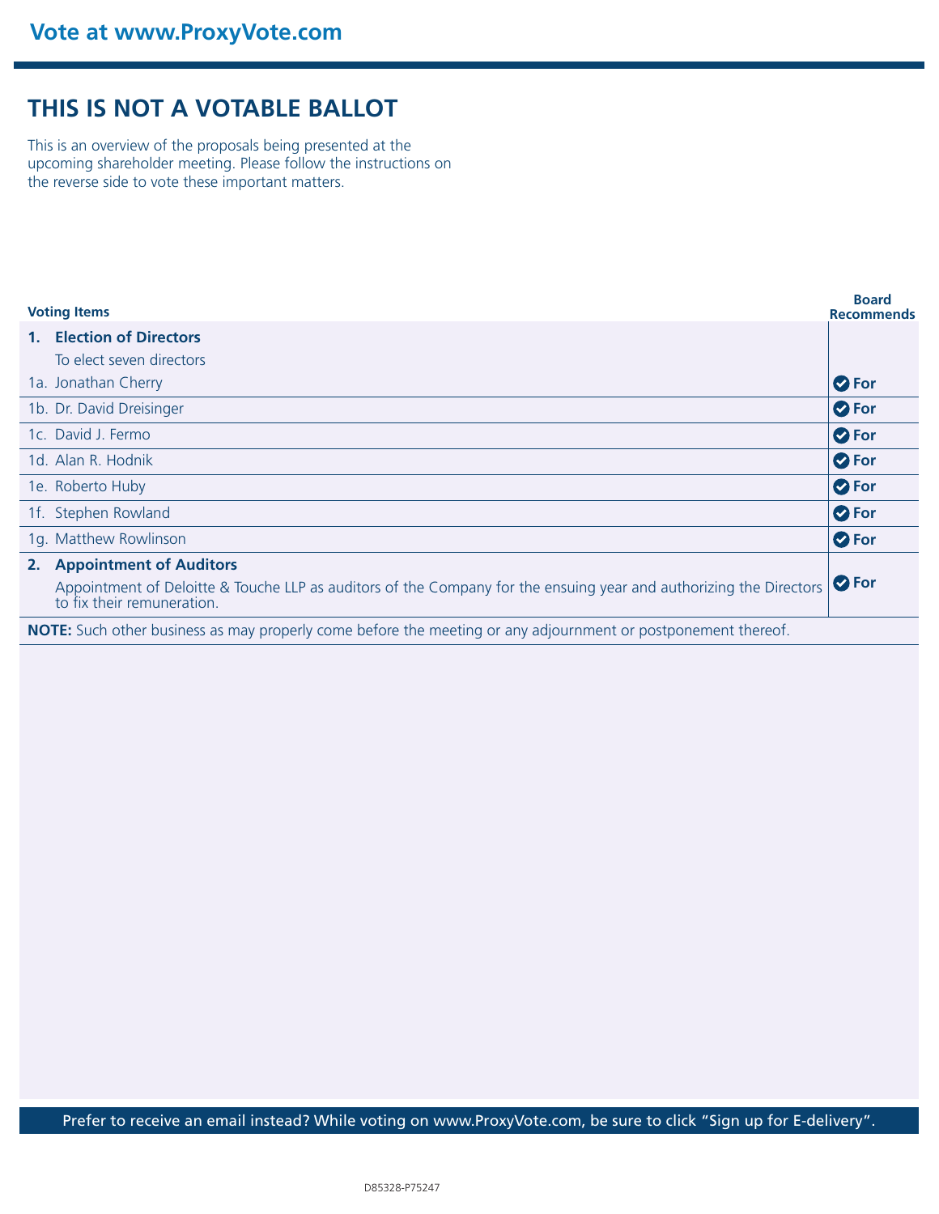# Vote at www.ProxyVote.com

## THIS IS NOT A VOTABLE BALLOT

This is an overview of the proposals being presented at the upcoming shareholder meeting. Please follow the instructions on the reverse side to vote these important matters.

| Voting Items | Board Recommends |
|---|---|
| **1. Election of Directors**<br>To elect seven directors | |
| 1a. Jonathan Cherry | For |
| 1b. Dr. David Dreisinger | For |
| 1c. David J. Fermo | For |
| 1d. Alan R. Hodnik | For |
| 1e. Roberto Huby | For |
| 1f. Stephen Rowland | For |
| 1g. Matthew Rowlinson | For |
| **2. Appointment of Auditors**<br>Appointment of Deloitte & Touche LLP as auditors of the Company for the ensuing year and authorizing the Directors to fix their remuneration. | For |

**NOTE:** Such other business as may properly come before the meeting or any adjournment or postponement thereof.

Prefer to receive an email instead? While voting on www.ProxyVote.com, be sure to click "Sign up for E-delivery".

D85328-P75247